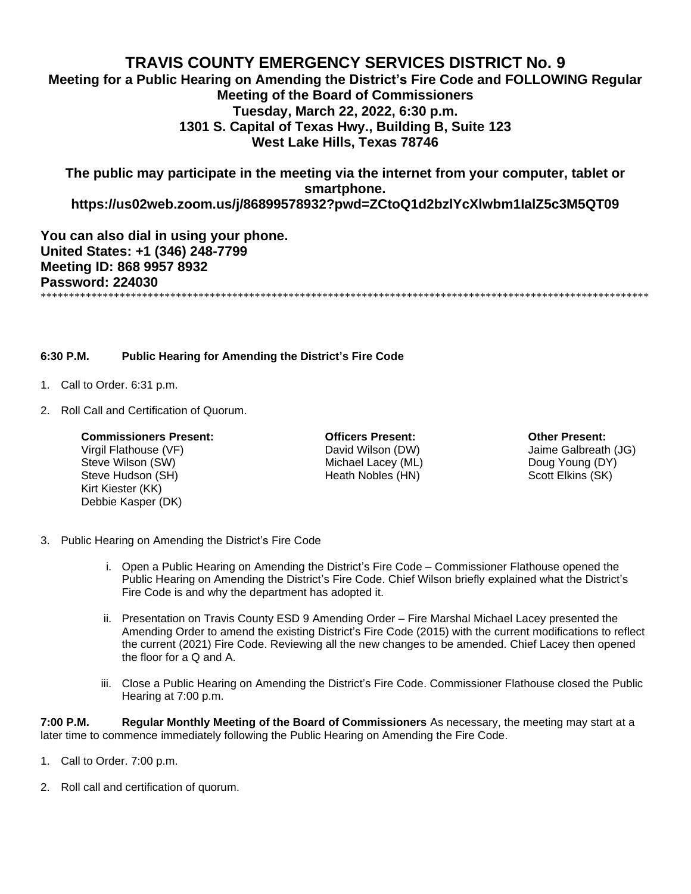# TRAVIS COUNTY EMERGENCY SERVICES DISTRICT No. 9

## Meeting for a Public Hearing on Amending the District's Fire Code and FOLLOWING Regular Meeting of the Board of Commissioners

**Tuesday, March 22, 2022, 6:30 p.m.**
**1301 S. Capital of Texas Hwy., Building B, Suite 123**
**West Lake Hills, Texas 78746**

**The public may participate in the meeting via the internet from your computer, tablet or smartphone.**
**https://us02web.zoom.us/j/86899578932?pwd=ZCtoQ1d2bzlYcXlwbm1IalZ5c3M5QT09**

**You can also dial in using your phone.**
**United States: +1 (346) 248-7799**
**Meeting ID: 868 9957 8932**
**Password: 224030**

*******************************************************************************************************

**6:30 P.M. Public Hearing for Amending the District's Fire Code**

1. Call to Order. 6:31 p.m.

2. Roll Call and Certification of Quorum.

| **Commissioners Present:** | **Officers Present:** | **Other Present:** |
|---|---|---|
| Virgil Flathouse (VF) | David Wilson (DW) | Jaime Galbreath (JG) |
| Steve Wilson (SW) | Michael Lacey (ML) | Doug Young (DY) |
| Steve Hudson (SH) | Heath Nobles (HN) | Scott Elkins (SK) |
| Kirt Kiester (KK) | | |
| Debbie Kasper (DK) | | |

3. Public Hearing on Amending the District's Fire Code

   i. Open a Public Hearing on Amending the District's Fire Code – Commissioner Flathouse opened the Public Hearing on Amending the District's Fire Code. Chief Wilson briefly explained what the District's Fire Code is and why the department has adopted it.

   ii. Presentation on Travis County ESD 9 Amending Order – Fire Marshal Michael Lacey presented the Amending Order to amend the existing District's Fire Code (2015) with the current modifications to reflect the current (2021) Fire Code. Reviewing all the new changes to be amended. Chief Lacey then opened the floor for a Q and A.

   iii. Close a Public Hearing on Amending the District's Fire Code. Commissioner Flathouse closed the Public Hearing at 7:00 p.m.

**7:00 P.M. Regular Monthly Meeting of the Board of Commissioners** As necessary, the meeting may start at a later time to commence immediately following the Public Hearing on Amending the Fire Code.

1. Call to Order. 7:00 p.m.

2. Roll call and certification of quorum.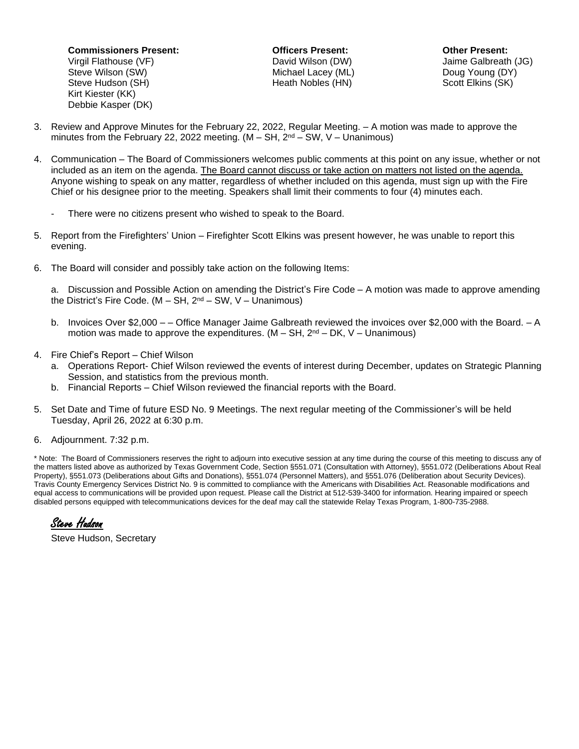**Commissioners Present:**
Virgil Flathouse (VF)
Steve Wilson (SW)
Steve Hudson (SH)
Kirt Kiester (KK)
Debbie Kasper (DK)

**Officers Present:**
David Wilson (DW)
Michael Lacey (ML)
Heath Nobles (HN)

**Other Present:**
Jaime Galbreath (JG)
Doug Young (DY)
Scott Elkins (SK)

3. Review and Approve Minutes for the February 22, 2022, Regular Meeting. – A motion was made to approve the minutes from the February 22, 2022 meeting. (M – SH, 2nd – SW, V – Unanimous)

4. Communication – The Board of Commissioners welcomes public comments at this point on any issue, whether or not included as an item on the agenda. The Board cannot discuss or take action on matters not listed on the agenda. Anyone wishing to speak on any matter, regardless of whether included on this agenda, must sign up with the Fire Chief or his designee prior to the meeting. Speakers shall limit their comments to four (4) minutes each.

   - There were no citizens present who wished to speak to the Board.

5. Report from the Firefighters' Union – Firefighter Scott Elkins was present however, he was unable to report this evening.

6. The Board will consider and possibly take action on the following Items:

   a. Discussion and Possible Action on amending the District's Fire Code – A motion was made to approve amending the District's Fire Code. (M – SH, 2nd – SW, V – Unanimous)

   b. Invoices Over $2,000 – – Office Manager Jaime Galbreath reviewed the invoices over $2,000 with the Board. – A motion was made to approve the expenditures. (M – SH, 2nd – DK, V – Unanimous)

4. Fire Chief's Report – Chief Wilson
   a. Operations Report- Chief Wilson reviewed the events of interest during December, updates on Strategic Planning Session, and statistics from the previous month.
   b. Financial Reports – Chief Wilson reviewed the financial reports with the Board.

5. Set Date and Time of future ESD No. 9 Meetings. The next regular meeting of the Commissioner's will be held Tuesday, April 26, 2022 at 6:30 p.m.

6. Adjournment. 7:32 p.m.

\* Note: The Board of Commissioners reserves the right to adjourn into executive session at any time during the course of this meeting to discuss any of the matters listed above as authorized by Texas Government Code, Section §551.071 (Consultation with Attorney), §551.072 (Deliberations About Real Property), §551.073 (Deliberations about Gifts and Donations), §551.074 (Personnel Matters), and §551.076 (Deliberation about Security Devices). Travis County Emergency Services District No. 9 is committed to compliance with the Americans with Disabilities Act. Reasonable modifications and equal access to communications will be provided upon request. Please call the District at 512-539-3400 for information. Hearing impaired or speech disabled persons equipped with telecommunications devices for the deaf may call the statewide Relay Texas Program, 1-800-735-2988.

Steve Hudson

Steve Hudson, Secretary